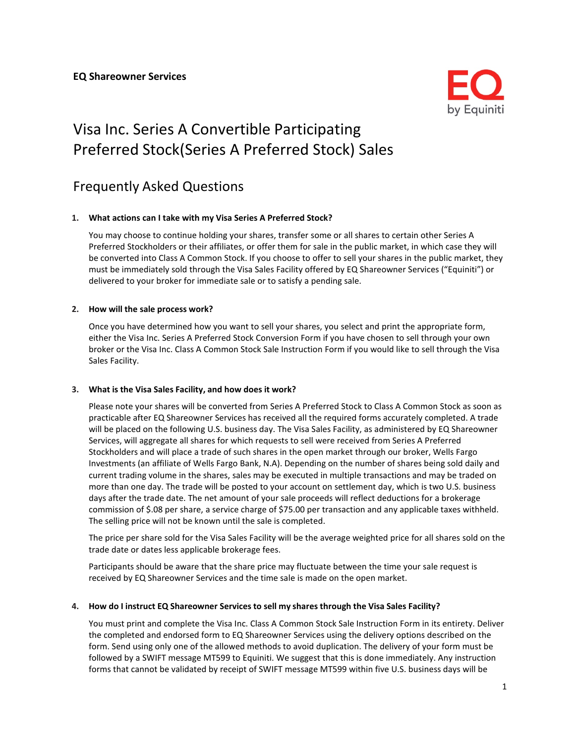**EQ Shareowner Services**

# Visa Inc. Series A Convertible Participating Preferred Stock(Series A Preferred Stock) Sales

## Frequently Asked Questions

**1. What actions can I take with my Visa Series A Preferred Stock?**

You may choose to continue holding your shares, transfer some or all shares to certain other Series A Preferred Stockholders or their affiliates, or offer them for sale in the public market, in which case they will be converted into Class A Common Stock. If you choose to offer to sell your shares in the public market, they must be immediately sold through the Visa Sales Facility offered by EQ Shareowner Services ("Equiniti") or delivered to your broker for immediate sale or to satisfy a pending sale.

**2. How will the sale process work?**

Once you have determined how you want to sell your shares, you select and print the appropriate form, either the Visa Inc. Series A Preferred Stock Conversion Form if you have chosen to sell through your own broker or the Visa Inc. Class A Common Stock Sale Instruction Form if you would like to sell through the Visa Sales Facility.

**3. What is the Visa Sales Facility, and how does it work?**

Please note your shares will be converted from Series A Preferred Stock to Class A Common Stock as soon as practicable after EQ Shareowner Services has received all the required forms accurately completed. A trade will be placed on the following U.S. business day. The Visa Sales Facility, as administered by EQ Shareowner Services, will aggregate all shares for which requests to sell were received from Series A Preferred Stockholders and will place a trade of such shares in the open market through our broker, Wells Fargo Investments (an affiliate of Wells Fargo Bank, N.A). Depending on the number of shares being sold daily and current trading volume in the shares, sales may be executed in multiple transactions and may be traded on more than one day. The trade will be posted to your account on settlement day, which is two U.S. business days after the trade date. The net amount of your sale proceeds will reflect deductions for a brokerage commission of $.08 per share, a service charge of $75.00 per transaction and any applicable taxes withheld. The selling price will not be known until the sale is completed.

The price per share sold for the Visa Sales Facility will be the average weighted price for all shares sold on the trade date or dates less applicable brokerage fees.

Participants should be aware that the share price may fluctuate between the time your sale request is received by EQ Shareowner Services and the time sale is made on the open market.

**4. How do I instruct EQ Shareowner Services to sell my shares through the Visa Sales Facility?**

You must print and complete the Visa Inc. Class A Common Stock Sale Instruction Form in its entirety. Deliver the completed and endorsed form to EQ Shareowner Services using the delivery options described on the form. Send using only one of the allowed methods to avoid duplication. The delivery of your form must be followed by a SWIFT message MT599 to Equiniti. We suggest that this is done immediately. Any instruction forms that cannot be validated by receipt of SWIFT message MT599 within five U.S. business days will be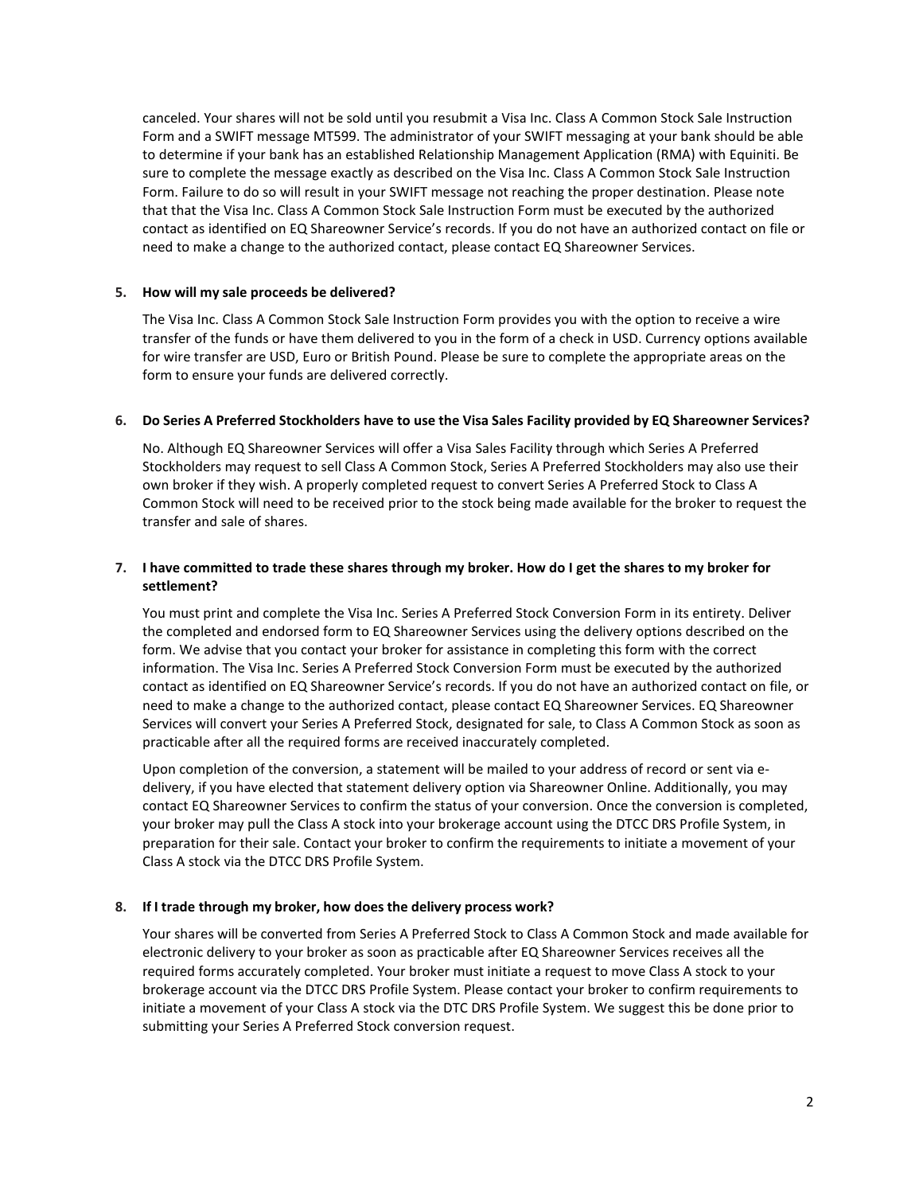canceled. Your shares will not be sold until you resubmit a Visa Inc. Class A Common Stock Sale Instruction Form and a SWIFT message MT599. The administrator of your SWIFT messaging at your bank should be able to determine if your bank has an established Relationship Management Application (RMA) with Equiniti. Be sure to complete the message exactly as described on the Visa Inc. Class A Common Stock Sale Instruction Form. Failure to do so will result in your SWIFT message not reaching the proper destination. Please note that that the Visa Inc. Class A Common Stock Sale Instruction Form must be executed by the authorized contact as identified on EQ Shareowner Service's records. If you do not have an authorized contact on file or need to make a change to the authorized contact, please contact EQ Shareowner Services.

**5. How will my sale proceeds be delivered?**

The Visa Inc. Class A Common Stock Sale Instruction Form provides you with the option to receive a wire transfer of the funds or have them delivered to you in the form of a check in USD. Currency options available for wire transfer are USD, Euro or British Pound. Please be sure to complete the appropriate areas on the form to ensure your funds are delivered correctly.

**6. Do Series A Preferred Stockholders have to use the Visa Sales Facility provided by EQ Shareowner Services?**

No. Although EQ Shareowner Services will offer a Visa Sales Facility through which Series A Preferred Stockholders may request to sell Class A Common Stock, Series A Preferred Stockholders may also use their own broker if they wish. A properly completed request to convert Series A Preferred Stock to Class A Common Stock will need to be received prior to the stock being made available for the broker to request the transfer and sale of shares.

**7. I have committed to trade these shares through my broker. How do I get the shares to my broker for settlement?**

You must print and complete the Visa Inc. Series A Preferred Stock Conversion Form in its entirety. Deliver the completed and endorsed form to EQ Shareowner Services using the delivery options described on the form. We advise that you contact your broker for assistance in completing this form with the correct information. The Visa Inc. Series A Preferred Stock Conversion Form must be executed by the authorized contact as identified on EQ Shareowner Service's records. If you do not have an authorized contact on file, or need to make a change to the authorized contact, please contact EQ Shareowner Services. EQ Shareowner Services will convert your Series A Preferred Stock, designated for sale, to Class A Common Stock as soon as practicable after all the required forms are received inaccurately completed.

Upon completion of the conversion, a statement will be mailed to your address of record or sent via e-delivery, if you have elected that statement delivery option via Shareowner Online. Additionally, you may contact EQ Shareowner Services to confirm the status of your conversion. Once the conversion is completed, your broker may pull the Class A stock into your brokerage account using the DTCC DRS Profile System, in preparation for their sale. Contact your broker to confirm the requirements to initiate a movement of your Class A stock via the DTCC DRS Profile System.

**8. If I trade through my broker, how does the delivery process work?**

Your shares will be converted from Series A Preferred Stock to Class A Common Stock and made available for electronic delivery to your broker as soon as practicable after EQ Shareowner Services receives all the required forms accurately completed. Your broker must initiate a request to move Class A stock to your brokerage account via the DTCC DRS Profile System. Please contact your broker to confirm requirements to initiate a movement of your Class A stock via the DTC DRS Profile System. We suggest this be done prior to submitting your Series A Preferred Stock conversion request.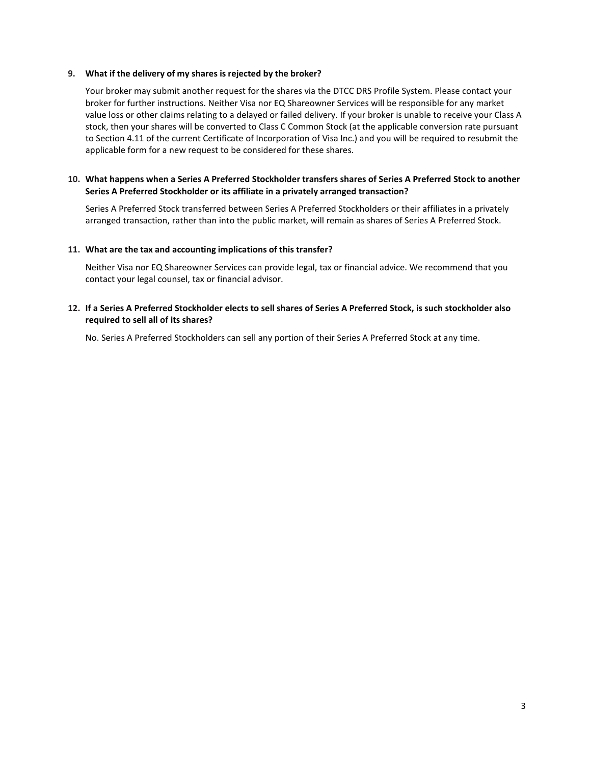**9. What if the delivery of my shares is rejected by the broker?**

Your broker may submit another request for the shares via the DTCC DRS Profile System. Please contact your broker for further instructions. Neither Visa nor EQ Shareowner Services will be responsible for any market value loss or other claims relating to a delayed or failed delivery. If your broker is unable to receive your Class A stock, then your shares will be converted to Class C Common Stock (at the applicable conversion rate pursuant to Section 4.11 of the current Certificate of Incorporation of Visa Inc.) and you will be required to resubmit the applicable form for a new request to be considered for these shares.

**10. What happens when a Series A Preferred Stockholder transfers shares of Series A Preferred Stock to another Series A Preferred Stockholder or its affiliate in a privately arranged transaction?**

Series A Preferred Stock transferred between Series A Preferred Stockholders or their affiliates in a privately arranged transaction, rather than into the public market, will remain as shares of Series A Preferred Stock.

**11. What are the tax and accounting implications of this transfer?**

Neither Visa nor EQ Shareowner Services can provide legal, tax or financial advice. We recommend that you contact your legal counsel, tax or financial advisor.

**12. If a Series A Preferred Stockholder elects to sell shares of Series A Preferred Stock, is such stockholder also required to sell all of its shares?**

No. Series A Preferred Stockholders can sell any portion of their Series A Preferred Stock at any time.